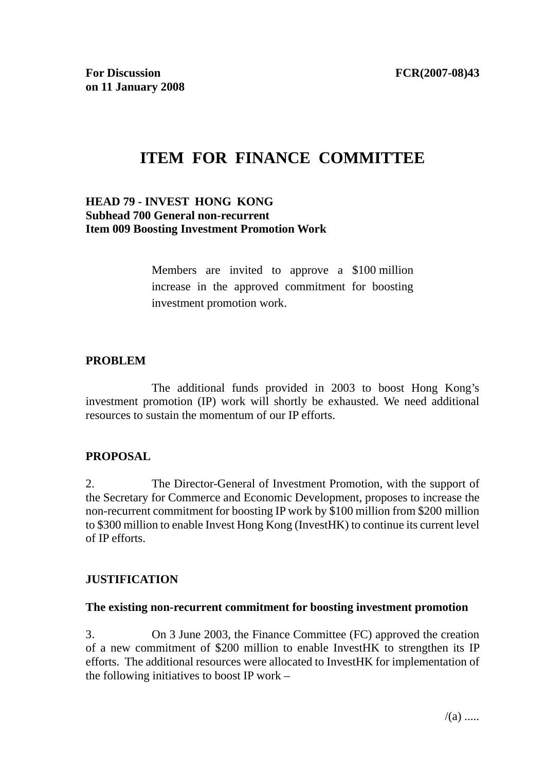**For Discussion on 11 January 2008** **FCR(2007-08)43**

# ITEM FOR FINANCE COMMITTEE

**HEAD 79 - INVEST HONG KONG**
**Subhead 700 General non-recurrent**
**Item 009 Boosting Investment Promotion Work**

> Members are invited to approve a $100 million increase in the approved commitment for boosting investment promotion work.

## PROBLEM

The additional funds provided in 2003 to boost Hong Kong's investment promotion (IP) work will shortly be exhausted. We need additional resources to sustain the momentum of our IP efforts.

## PROPOSAL

2. The Director-General of Investment Promotion, with the support of the Secretary for Commerce and Economic Development, proposes to increase the non-recurrent commitment for boosting IP work by $100 million from $200 million to $300 million to enable Invest Hong Kong (InvestHK) to continue its current level of IP efforts.

## JUSTIFICATION

### The existing non-recurrent commitment for boosting investment promotion

3. On 3 June 2003, the Finance Committee (FC) approved the creation of a new commitment of $200 million to enable InvestHK to strengthen its IP efforts. The additional resources were allocated to InvestHK for implementation of the following initiatives to boost IP work –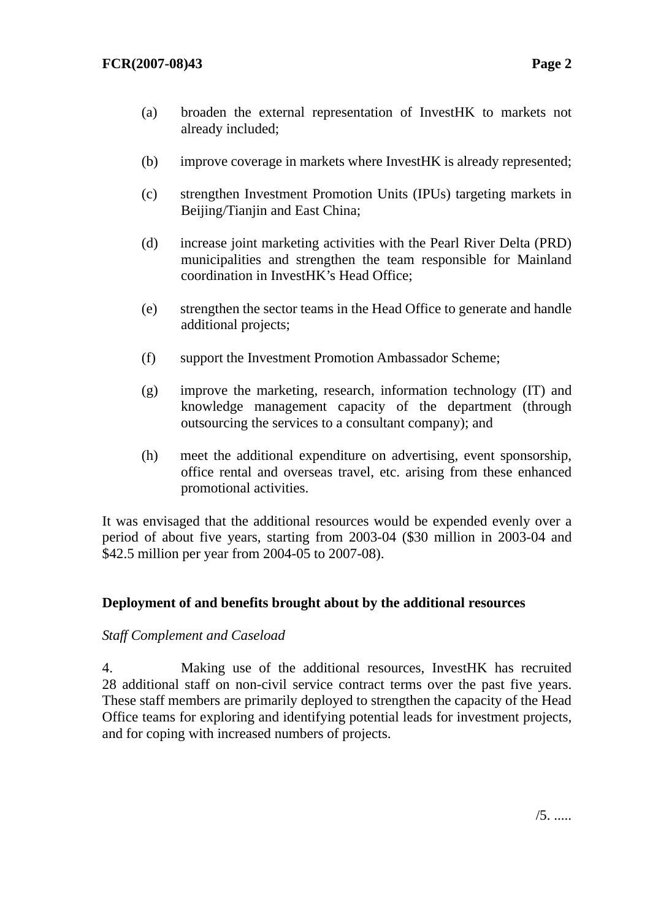(a) broaden the external representation of InvestHK to markets not already included;

(b) improve coverage in markets where InvestHK is already represented;

(c) strengthen Investment Promotion Units (IPUs) targeting markets in Beijing/Tianjin and East China;

(d) increase joint marketing activities with the Pearl River Delta (PRD) municipalities and strengthen the team responsible for Mainland coordination in InvestHK's Head Office;

(e) strengthen the sector teams in the Head Office to generate and handle additional projects;

(f) support the Investment Promotion Ambassador Scheme;

(g) improve the marketing, research, information technology (IT) and knowledge management capacity of the department (through outsourcing the services to a consultant company); and

(h) meet the additional expenditure on advertising, event sponsorship, office rental and overseas travel, etc. arising from these enhanced promotional activities.

It was envisaged that the additional resources would be expended evenly over a period of about five years, starting from 2003-04 ($30 million in 2003-04 and $42.5 million per year from 2004-05 to 2007-08).

**Deployment of and benefits brought about by the additional resources**

*Staff Complement and Caseload*

4. Making use of the additional resources, InvestHK has recruited 28 additional staff on non-civil service contract terms over the past five years. These staff members are primarily deployed to strengthen the capacity of the Head Office teams for exploring and identifying potential leads for investment projects, and for coping with increased numbers of projects.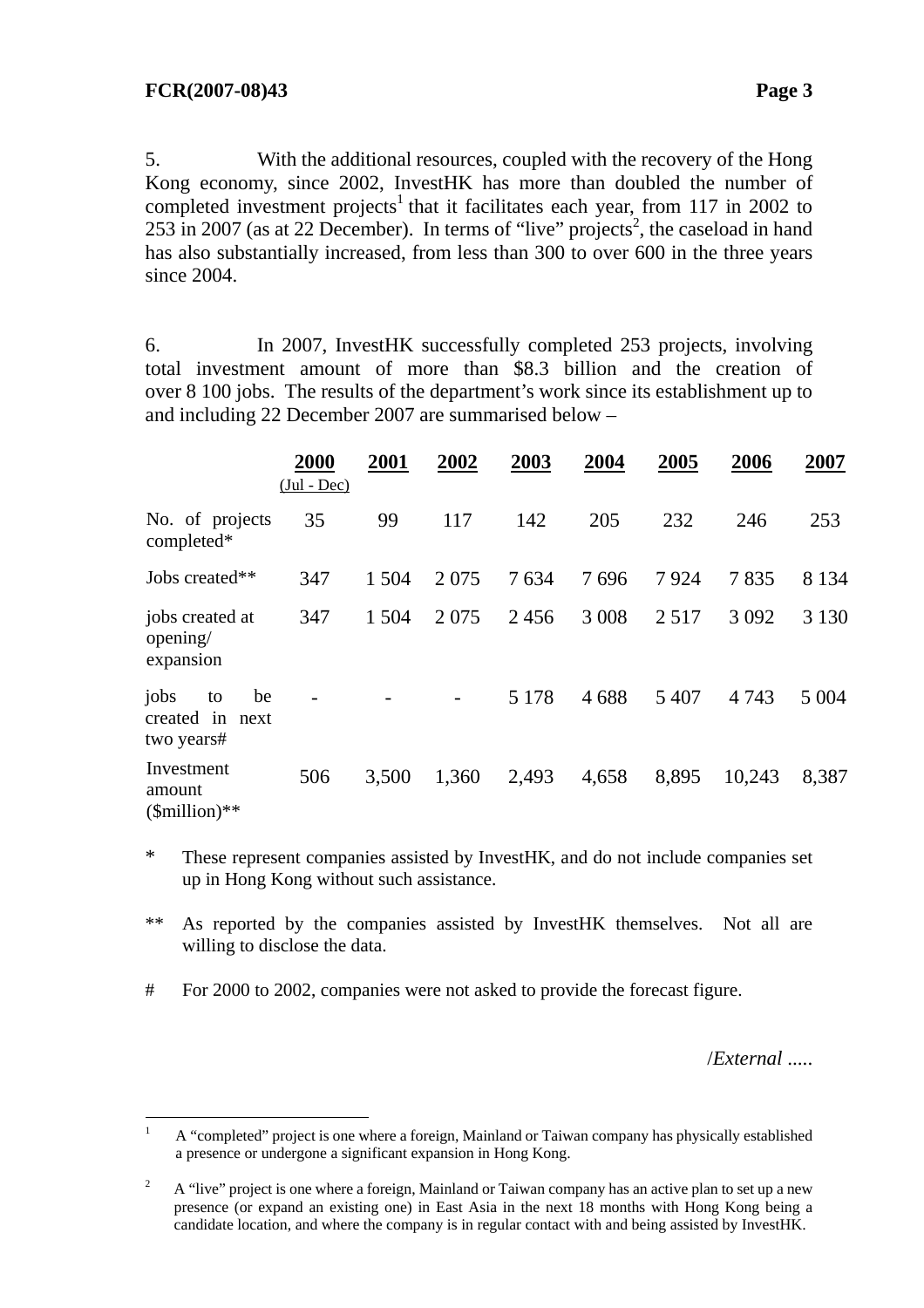5. With the additional resources, coupled with the recovery of the Hong Kong economy, since 2002, InvestHK has more than doubled the number of completed investment projects[1] that it facilitates each year, from 117 in 2002 to 253 in 2007 (as at 22 December). In terms of "live" projects[2], the caseload in hand has also substantially increased, from less than 300 to over 600 in the three years since 2004.

6. In 2007, InvestHK successfully completed 253 projects, involving total investment amount of more than $8.3 billion and the creation of over 8 100 jobs. The results of the department's work since its establishment up to and including 22 December 2007 are summarised below –

| | 2000 (Jul - Dec) | 2001 | 2002 | 2003 | 2004 | 2005 | 2006 | 2007 |
|---|---|---|---|---|---|---|---|---|
| No. of projects completed* | 35 | 99 | 117 | 142 | 205 | 232 | 246 | 253 |
| Jobs created** | 347 | 1 504 | 2 075 | 7 634 | 7 696 | 7 924 | 7 835 | 8 134 |
| jobs created at opening/ expansion | 347 | 1 504 | 2 075 | 2 456 | 3 008 | 2 517 | 3 092 | 3 130 |
| jobs to be created in next two years# | - | - | - | 5 178 | 4 688 | 5 407 | 4 743 | 5 004 |
| Investment amount ($million)** | 506 | 3,500 | 1,360 | 2,493 | 4,658 | 8,895 | 10,243 | 8,387 |

\* These represent companies assisted by InvestHK, and do not include companies set up in Hong Kong without such assistance.

\** As reported by the companies assisted by InvestHK themselves. Not all are willing to disclose the data.

\# For 2000 to 2002, companies were not asked to provide the forecast figure.

/*External .....*

---

[1] A "completed" project is one where a foreign, Mainland or Taiwan company has physically established a presence or undergone a significant expansion in Hong Kong.

[2] A "live" project is one where a foreign, Mainland or Taiwan company has an active plan to set up a new presence (or expand an existing one) in East Asia in the next 18 months with Hong Kong being a candidate location, and where the company is in regular contact with and being assisted by InvestHK.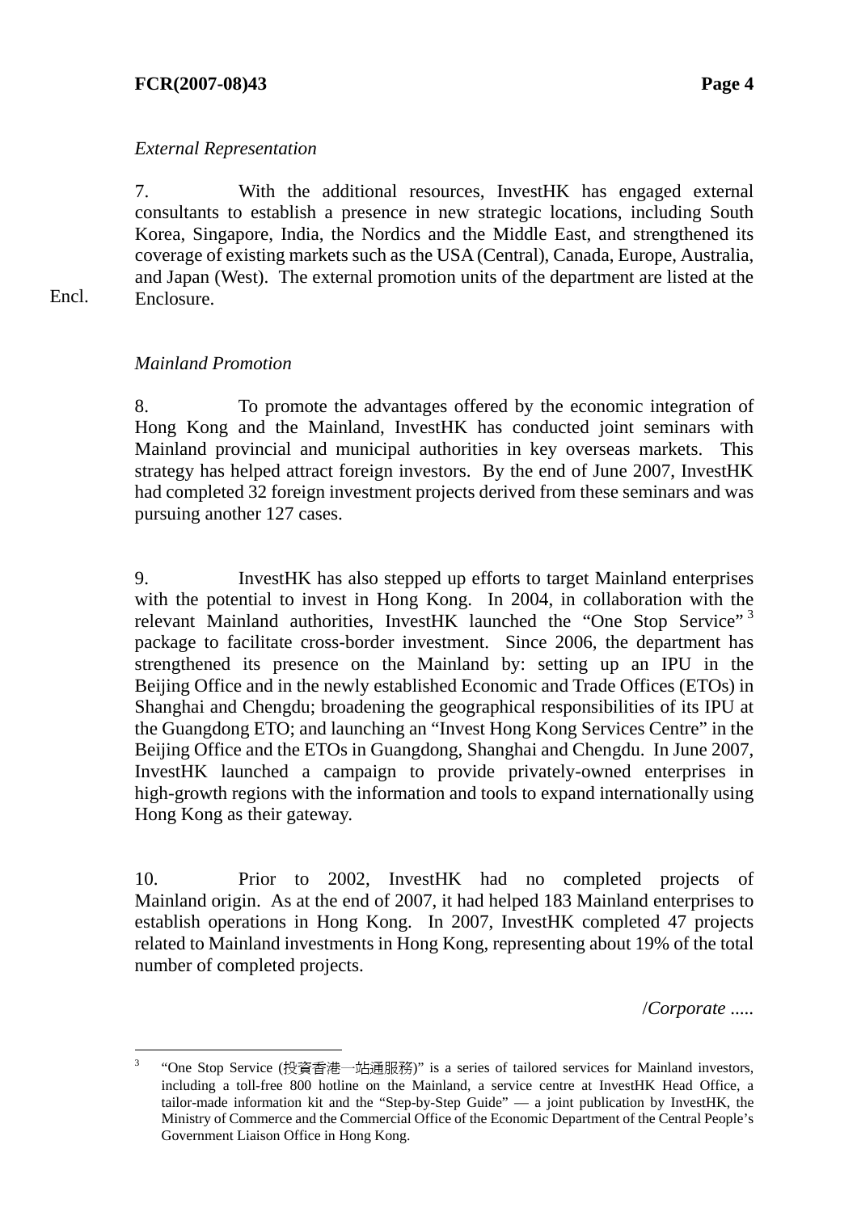*External Representation*

7. With the additional resources, InvestHK has engaged external consultants to establish a presence in new strategic locations, including South Korea, Singapore, India, the Nordics and the Middle East, and strengthened its coverage of existing markets such as the USA (Central), Canada, Europe, Australia, and Japan (West). The external promotion units of the department are listed at the Enclosure.

Encl.

*Mainland Promotion*

8. To promote the advantages offered by the economic integration of Hong Kong and the Mainland, InvestHK has conducted joint seminars with Mainland provincial and municipal authorities in key overseas markets. This strategy has helped attract foreign investors. By the end of June 2007, InvestHK had completed 32 foreign investment projects derived from these seminars and was pursuing another 127 cases.

9. InvestHK has also stepped up efforts to target Mainland enterprises with the potential to invest in Hong Kong. In 2004, in collaboration with the relevant Mainland authorities, InvestHK launched the "One Stop Service"[3] package to facilitate cross-border investment. Since 2006, the department has strengthened its presence on the Mainland by: setting up an IPU in the Beijing Office and in the newly established Economic and Trade Offices (ETOs) in Shanghai and Chengdu; broadening the geographical responsibilities of its IPU at the Guangdong ETO; and launching an "Invest Hong Kong Services Centre" in the Beijing Office and the ETOs in Guangdong, Shanghai and Chengdu. In June 2007, InvestHK launched a campaign to provide privately-owned enterprises in high-growth regions with the information and tools to expand internationally using Hong Kong as their gateway.

10. Prior to 2002, InvestHK had no completed projects of Mainland origin. As at the end of 2007, it had helped 183 Mainland enterprises to establish operations in Hong Kong. In 2007, InvestHK completed 47 projects related to Mainland investments in Hong Kong, representing about 19% of the total number of completed projects.

/*Corporate* .....

---

[3] "One Stop Service (投資香港一站通服務)" is a series of tailored services for Mainland investors, including a toll-free 800 hotline on the Mainland, a service centre at InvestHK Head Office, a tailor-made information kit and the "Step-by-Step Guide" — a joint publication by InvestHK, the Ministry of Commerce and the Commercial Office of the Economic Department of the Central People's Government Liaison Office in Hong Kong.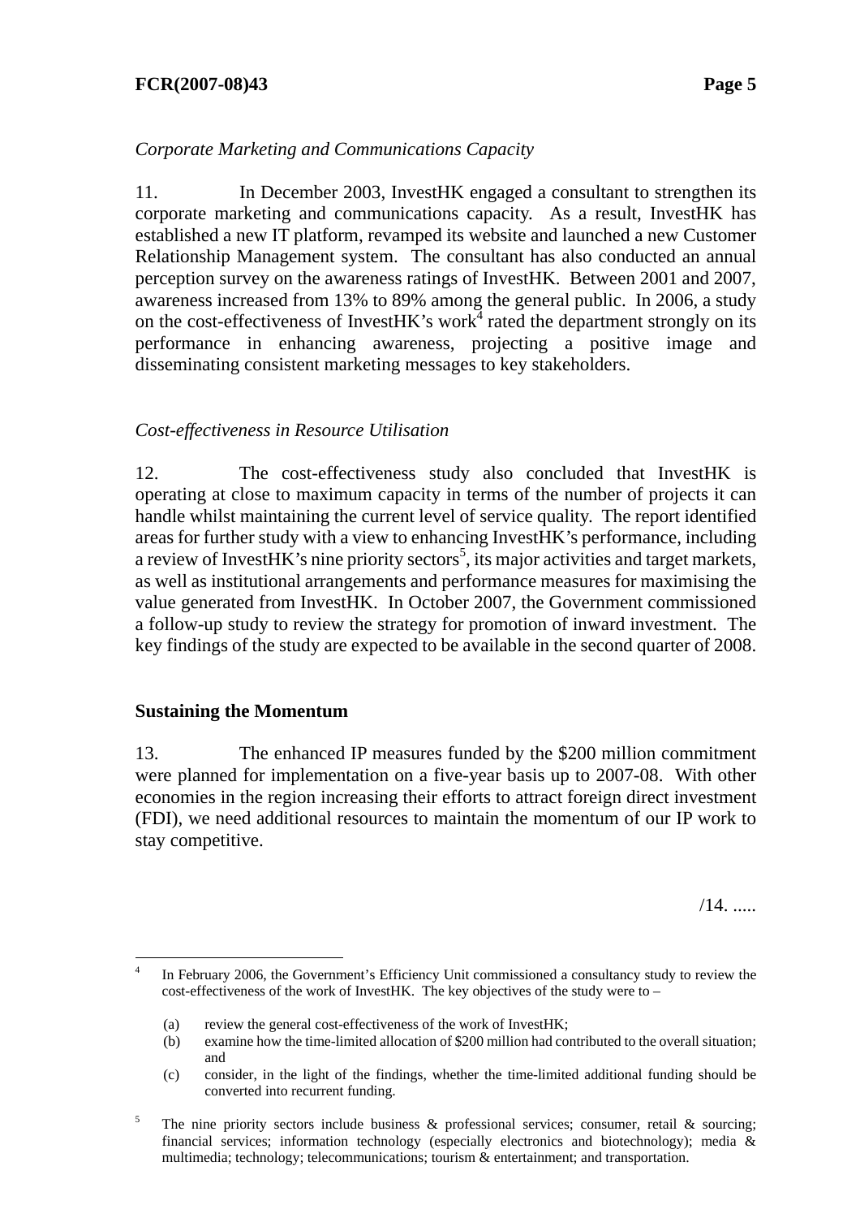*Corporate Marketing and Communications Capacity*

11. In December 2003, InvestHK engaged a consultant to strengthen its corporate marketing and communications capacity. As a result, InvestHK has established a new IT platform, revamped its website and launched a new Customer Relationship Management system. The consultant has also conducted an annual perception survey on the awareness ratings of InvestHK. Between 2001 and 2007, awareness increased from 13% to 89% among the general public. In 2006, a study on the cost-effectiveness of InvestHK's work[4] rated the department strongly on its performance in enhancing awareness, projecting a positive image and disseminating consistent marketing messages to key stakeholders.

*Cost-effectiveness in Resource Utilisation*

12. The cost-effectiveness study also concluded that InvestHK is operating at close to maximum capacity in terms of the number of projects it can handle whilst maintaining the current level of service quality. The report identified areas for further study with a view to enhancing InvestHK's performance, including a review of InvestHK's nine priority sectors[5], its major activities and target markets, as well as institutional arrangements and performance measures for maximising the value generated from InvestHK. In October 2007, the Government commissioned a follow-up study to review the strategy for promotion of inward investment. The key findings of the study are expected to be available in the second quarter of 2008.

**Sustaining the Momentum**

13. The enhanced IP measures funded by the $200 million commitment were planned for implementation on a five-year basis up to 2007-08. With other economies in the region increasing their efforts to attract foreign direct investment (FDI), we need additional resources to maintain the momentum of our IP work to stay competitive.

/14. .....

---

[4] In February 2006, the Government's Efficiency Unit commissioned a consultancy study to review the cost-effectiveness of the work of InvestHK. The key objectives of the study were to –

(a) review the general cost-effectiveness of the work of InvestHK;

(b) examine how the time-limited allocation of $200 million had contributed to the overall situation; and

(c) consider, in the light of the findings, whether the time-limited additional funding should be converted into recurrent funding.

[5] The nine priority sectors include business & professional services; consumer, retail & sourcing; financial services; information technology (especially electronics and biotechnology); media & multimedia; technology; telecommunications; tourism & entertainment; and transportation.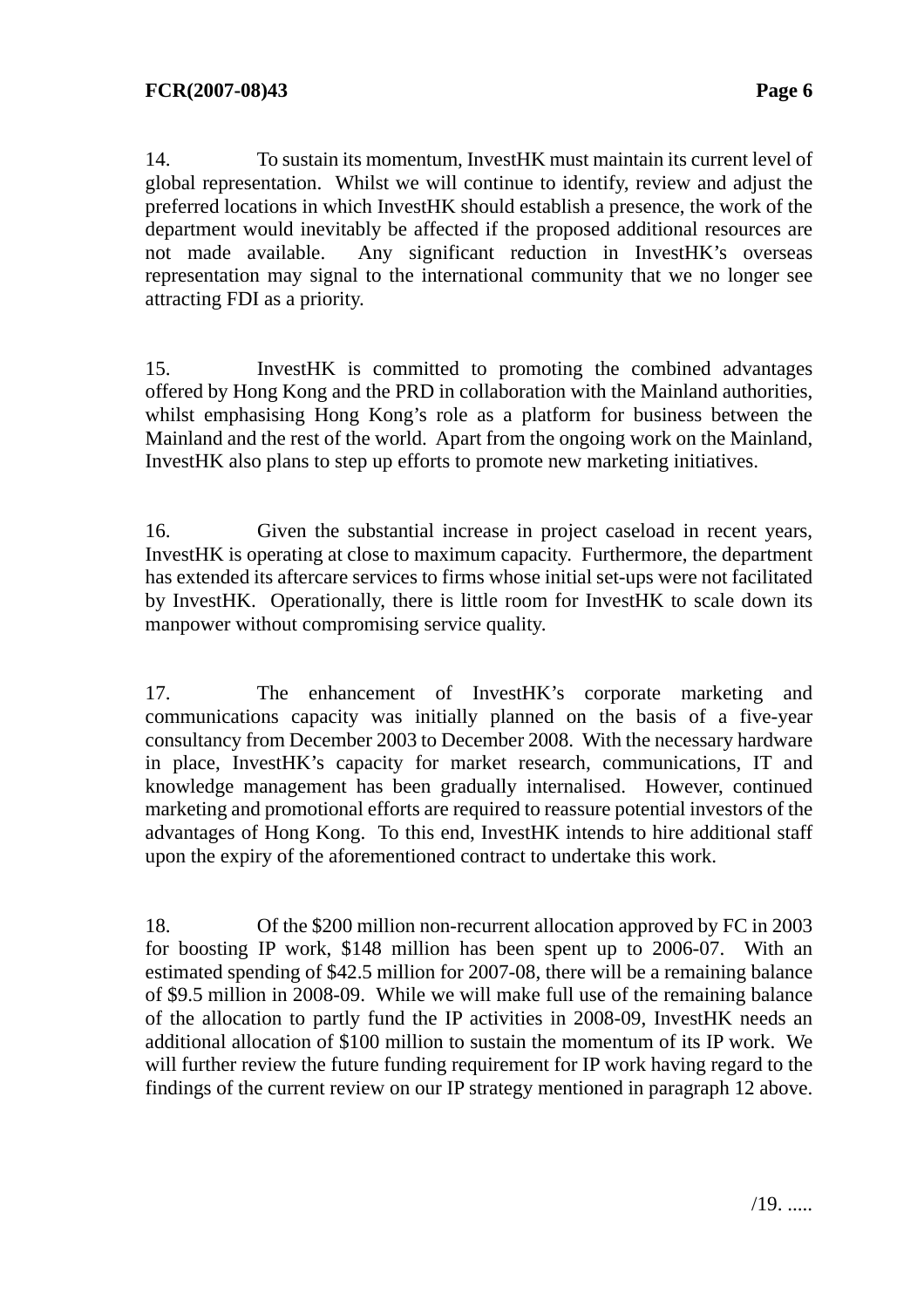14. To sustain its momentum, InvestHK must maintain its current level of global representation. Whilst we will continue to identify, review and adjust the preferred locations in which InvestHK should establish a presence, the work of the department would inevitably be affected if the proposed additional resources are not made available. Any significant reduction in InvestHK's overseas representation may signal to the international community that we no longer see attracting FDI as a priority.

15. InvestHK is committed to promoting the combined advantages offered by Hong Kong and the PRD in collaboration with the Mainland authorities, whilst emphasising Hong Kong's role as a platform for business between the Mainland and the rest of the world. Apart from the ongoing work on the Mainland, InvestHK also plans to step up efforts to promote new marketing initiatives.

16. Given the substantial increase in project caseload in recent years, InvestHK is operating at close to maximum capacity. Furthermore, the department has extended its aftercare services to firms whose initial set-ups were not facilitated by InvestHK. Operationally, there is little room for InvestHK to scale down its manpower without compromising service quality.

17. The enhancement of InvestHK's corporate marketing and communications capacity was initially planned on the basis of a five-year consultancy from December 2003 to December 2008. With the necessary hardware in place, InvestHK's capacity for market research, communications, IT and knowledge management has been gradually internalised. However, continued marketing and promotional efforts are required to reassure potential investors of the advantages of Hong Kong. To this end, InvestHK intends to hire additional staff upon the expiry of the aforementioned contract to undertake this work.

18. Of the $200 million non-recurrent allocation approved by FC in 2003 for boosting IP work, $148 million has been spent up to 2006-07. With an estimated spending of $42.5 million for 2007-08, there will be a remaining balance of $9.5 million in 2008-09. While we will make full use of the remaining balance of the allocation to partly fund the IP activities in 2008-09, InvestHK needs an additional allocation of $100 million to sustain the momentum of its IP work. We will further review the future funding requirement for IP work having regard to the findings of the current review on our IP strategy mentioned in paragraph 12 above.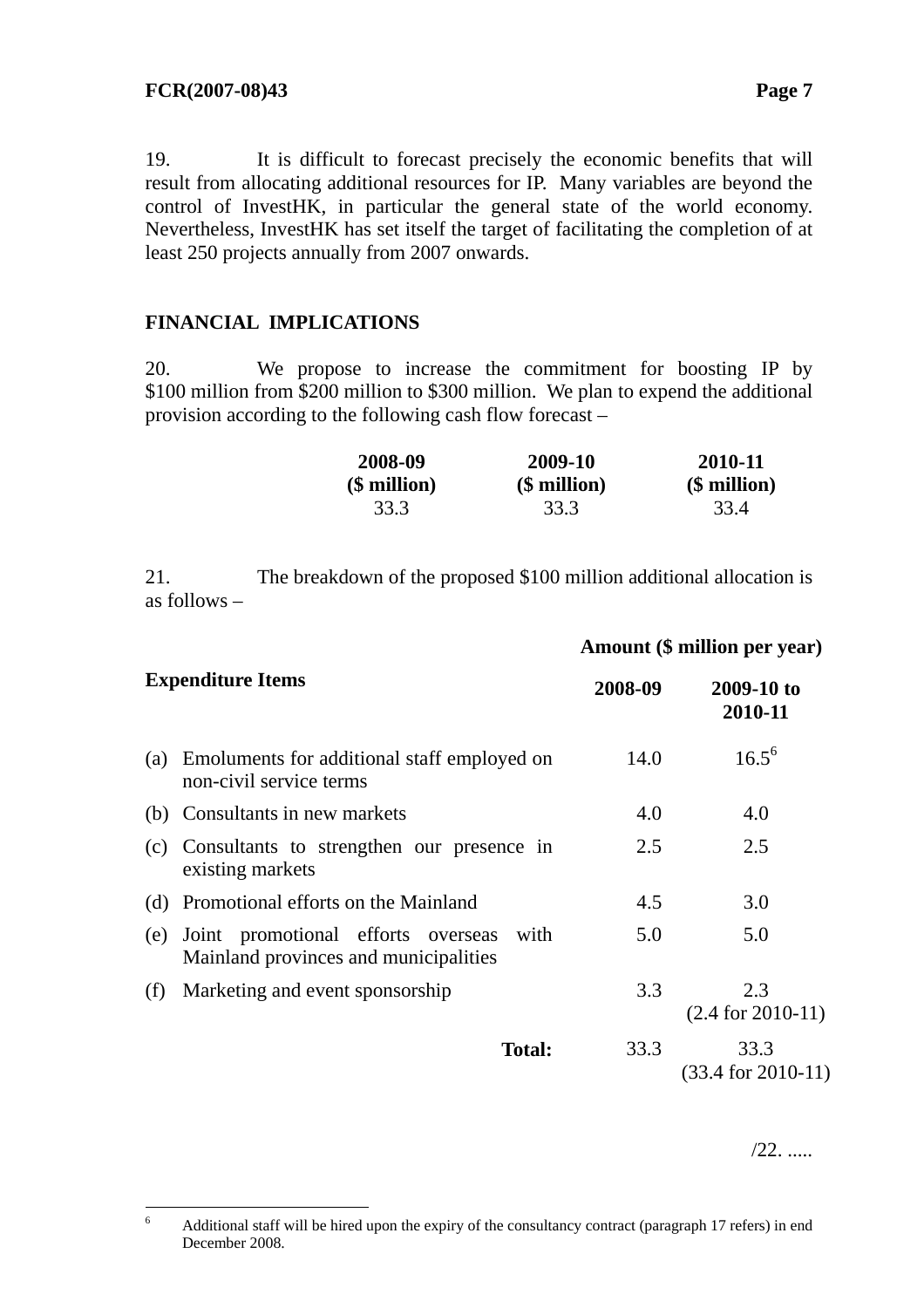19. It is difficult to forecast precisely the economic benefits that will result from allocating additional resources for IP. Many variables are beyond the control of InvestHK, in particular the general state of the world economy. Nevertheless, InvestHK has set itself the target of facilitating the completion of at least 250 projects annually from 2007 onwards.

## FINANCIAL IMPLICATIONS

20. We propose to increase the commitment for boosting IP by $100 million from $200 million to $300 million. We plan to expend the additional provision according to the following cash flow forecast –

| 2008-09 ($ million) | 2009-10 ($ million) | 2010-11 ($ million) |
|---|---|---|
| 33.3 | 33.3 | 33.4 |

21. The breakdown of the proposed $100 million additional allocation is as follows –

| Expenditure Items | Amount ($ million per year) 2008-09 | 2009-10 to 2010-11 |
|---|---|---|
| (a) Emoluments for additional staff employed on non-civil service terms | 14.0 | 16.5[6] |
| (b) Consultants in new markets | 4.0 | 4.0 |
| (c) Consultants to strengthen our presence in existing markets | 2.5 | 2.5 |
| (d) Promotional efforts on the Mainland | 4.5 | 3.0 |
| (e) Joint promotional efforts overseas with Mainland provinces and municipalities | 5.0 | 5.0 |
| (f) Marketing and event sponsorship | 3.3 | 2.3 (2.4 for 2010-11) |
| **Total:** | 33.3 | 33.3 (33.4 for 2010-11) |

/22. .....

---

6 Additional staff will be hired upon the expiry of the consultancy contract (paragraph 17 refers) in end December 2008.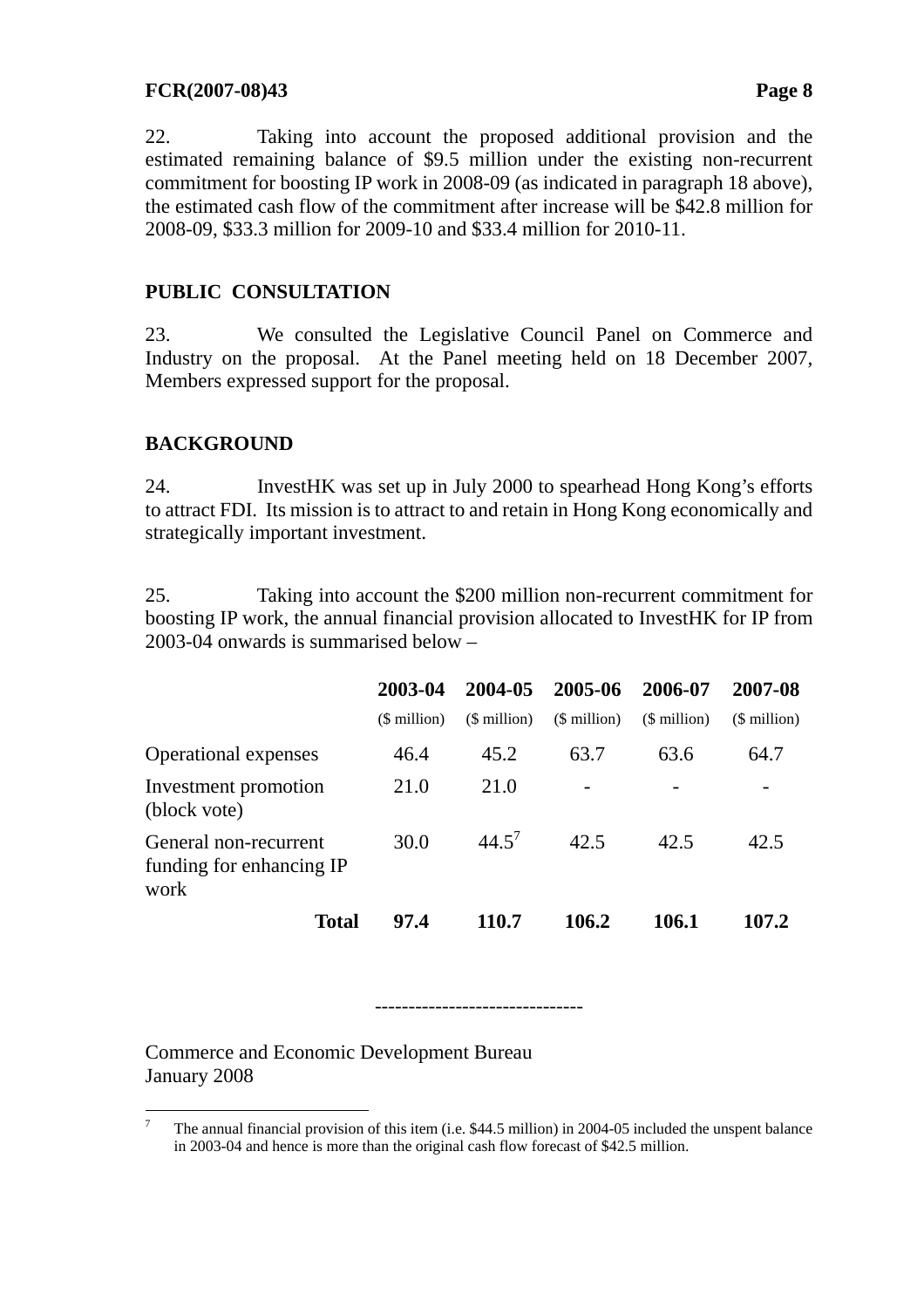22. Taking into account the proposed additional provision and the estimated remaining balance of $9.5 million under the existing non-recurrent commitment for boosting IP work in 2008-09 (as indicated in paragraph 18 above), the estimated cash flow of the commitment after increase will be $42.8 million for 2008-09, $33.3 million for 2009-10 and $33.4 million for 2010-11.

## PUBLIC CONSULTATION

23. We consulted the Legislative Council Panel on Commerce and Industry on the proposal. At the Panel meeting held on 18 December 2007, Members expressed support for the proposal.

## BACKGROUND

24. InvestHK was set up in July 2000 to spearhead Hong Kong's efforts to attract FDI. Its mission is to attract to and retain in Hong Kong economically and strategically important investment.

25. Taking into account the $200 million non-recurrent commitment for boosting IP work, the annual financial provision allocated to InvestHK for IP from 2003-04 onwards is summarised below –

| | **2003-04** ($ million) | **2004-05** ($ million) | **2005-06** ($ million) | **2006-07** ($ million) | **2007-08** ($ million) |
|---|---|---|---|---|---|
| Operational expenses | 46.4 | 45.2 | 63.7 | 63.6 | 64.7 |
| Investment promotion (block vote) | 21.0 | 21.0 | - | - | - |
| General non-recurrent funding for enhancing IP work | 30.0 | 44.5[7] | 42.5 | 42.5 | 42.5 |
| **Total** | **97.4** | **110.7** | **106.2** | **106.1** | **107.2** |

------------------------------

Commerce and Economic Development Bureau
January 2008

---

[7] The annual financial provision of this item (i.e. $44.5 million) in 2004-05 included the unspent balance in 2003-04 and hence is more than the original cash flow forecast of $42.5 million.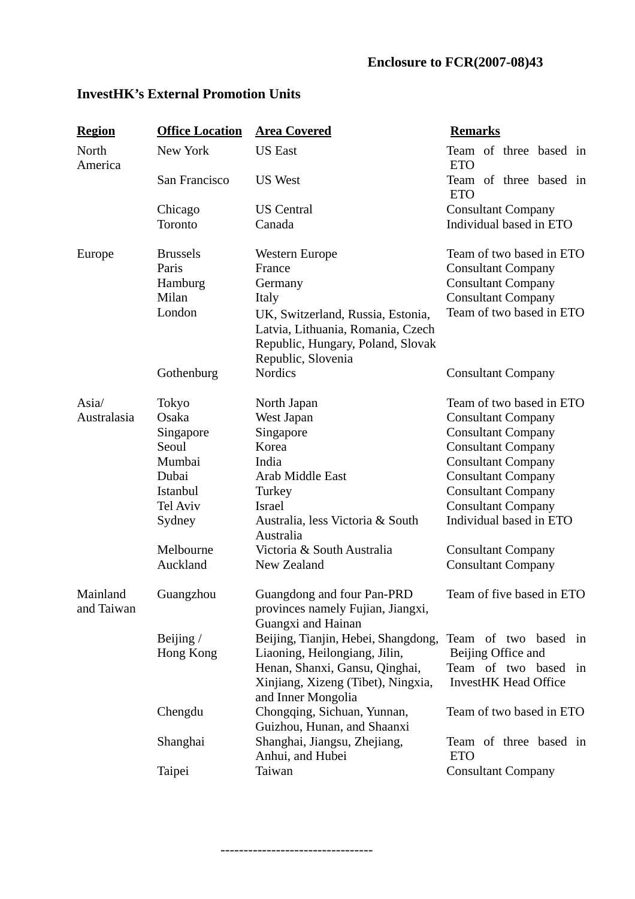**Enclosure to FCR(2007-08)43**

## InvestHK's External Promotion Units

| Region | Office Location | Area Covered | Remarks |
|---|---|---|---|
| North America | New York | US East | Team of three based in ETO |
| | San Francisco | US West | Team of three based in ETO |
| | Chicago | US Central | Consultant Company |
| | Toronto | Canada | Individual based in ETO |
| Europe | Brussels | Western Europe | Team of two based in ETO |
| | Paris | France | Consultant Company |
| | Hamburg | Germany | Consultant Company |
| | Milan | Italy | Consultant Company |
| | London | UK, Switzerland, Russia, Estonia, Latvia, Lithuania, Romania, Czech Republic, Hungary, Poland, Slovak Republic, Slovenia | Team of two based in ETO |
| | Gothenburg | Nordics | Consultant Company |
| Asia/ Australasia | Tokyo | North Japan | Team of two based in ETO |
| | Osaka | West Japan | Consultant Company |
| | Singapore | Singapore | Consultant Company |
| | Seoul | Korea | Consultant Company |
| | Mumbai | India | Consultant Company |
| | Dubai | Arab Middle East | Consultant Company |
| | Istanbul | Turkey | Consultant Company |
| | Tel Aviv | Israel | Consultant Company |
| | Sydney | Australia, less Victoria & South Australia | Individual based in ETO |
| | Melbourne | Victoria & South Australia | Consultant Company |
| | Auckland | New Zealand | Consultant Company |
| Mainland and Taiwan | Guangzhou | Guangdong and four Pan-PRD provinces namely Fujian, Jiangxi, Guangxi and Hainan | Team of five based in ETO |
| | Beijing / Hong Kong | Beijing, Tianjin, Hebei, Shangdong, Liaoning, Heilongiang, Jilin, Henan, Shanxi, Gansu, Qinghai, Xinjiang, Xizeng (Tibet), Ningxia, and Inner Mongolia | Team of two based in Beijing Office and Team of two based in InvestHK Head Office |
| | Chengdu | Chongqing, Sichuan, Yunnan, Guizhou, Hunan, and Shaanxi | Team of two based in ETO |
| | Shanghai | Shanghai, Jiangsu, Zhejiang, Anhui, and Hubei | Team of three based in ETO |
| | Taipei | Taiwan | Consultant Company |

--------------------------------